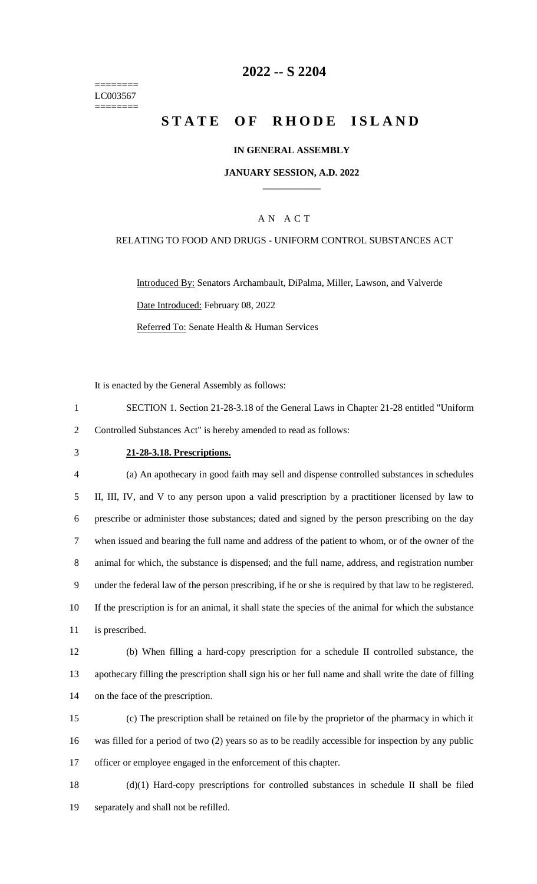========
LC003567
========

# 2022 -- S 2204

# STATE OF RHODE ISLAND

**IN GENERAL ASSEMBLY**

**JANUARY SESSION, A.D. 2022**

A N A C T

RELATING TO FOOD AND DRUGS - UNIFORM CONTROL SUBSTANCES ACT

Introduced By: Senators Archambault, DiPalma, Miller, Lawson, and Valverde

Date Introduced: February 08, 2022

Referred To: Senate Health & Human Services

It is enacted by the General Assembly as follows:

1 SECTION 1. Section 21-28-3.18 of the General Laws in Chapter 21-28 entitled "Uniform
2 Controlled Substances Act" is hereby amended to read as follows:

3 **21-28-3.18. Prescriptions.**

4 (a) An apothecary in good faith may sell and dispense controlled substances in schedules
5 II, III, IV, and V to any person upon a valid prescription by a practitioner licensed by law to
6 prescribe or administer those substances; dated and signed by the person prescribing on the day
7 when issued and bearing the full name and address of the patient to whom, or of the owner of the
8 animal for which, the substance is dispensed; and the full name, address, and registration number
9 under the federal law of the person prescribing, if he or she is required by that law to be registered.
10 If the prescription is for an animal, it shall state the species of the animal for which the substance
11 is prescribed.

12 (b) When filling a hard-copy prescription for a schedule II controlled substance, the
13 apothecary filling the prescription shall sign his or her full name and shall write the date of filling
14 on the face of the prescription.

15 (c) The prescription shall be retained on file by the proprietor of the pharmacy in which it
16 was filled for a period of two (2) years so as to be readily accessible for inspection by any public
17 officer or employee engaged in the enforcement of this chapter.

18 (d)(1) Hard-copy prescriptions for controlled substances in schedule II shall be filed
19 separately and shall not be refilled.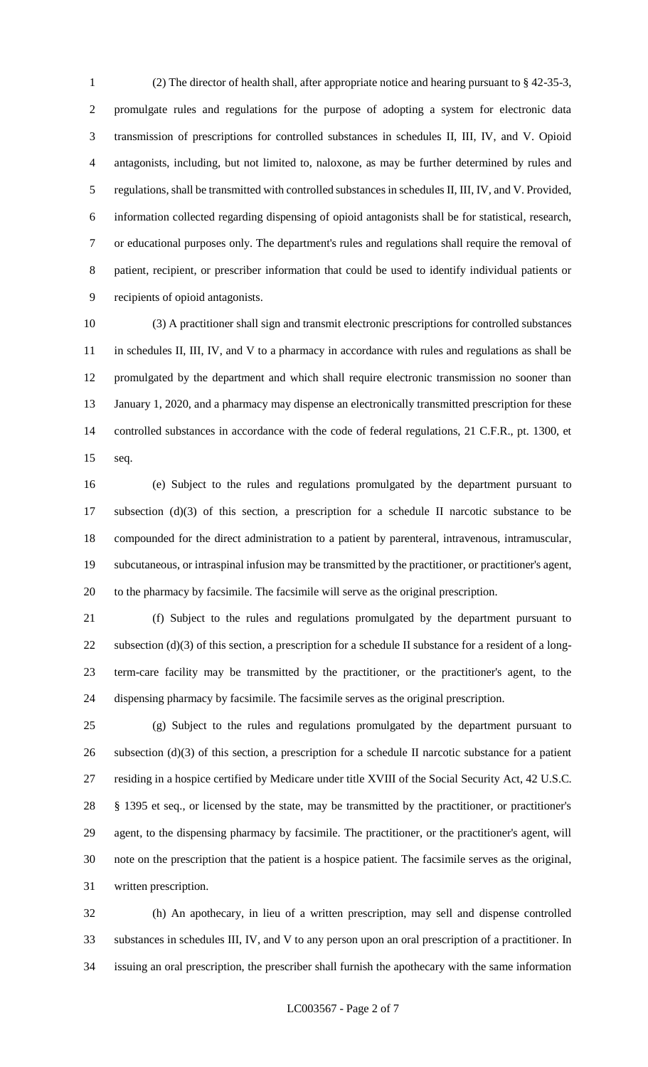(2) The director of health shall, after appropriate notice and hearing pursuant to § 42-35-3, promulgate rules and regulations for the purpose of adopting a system for electronic data transmission of prescriptions for controlled substances in schedules II, III, IV, and V. Opioid antagonists, including, but not limited to, naloxone, as may be further determined by rules and regulations, shall be transmitted with controlled substances in schedules II, III, IV, and V. Provided, information collected regarding dispensing of opioid antagonists shall be for statistical, research, or educational purposes only. The department's rules and regulations shall require the removal of patient, recipient, or prescriber information that could be used to identify individual patients or recipients of opioid antagonists.

(3) A practitioner shall sign and transmit electronic prescriptions for controlled substances in schedules II, III, IV, and V to a pharmacy in accordance with rules and regulations as shall be promulgated by the department and which shall require electronic transmission no sooner than January 1, 2020, and a pharmacy may dispense an electronically transmitted prescription for these controlled substances in accordance with the code of federal regulations, 21 C.F.R., pt. 1300, et seq.

(e) Subject to the rules and regulations promulgated by the department pursuant to subsection (d)(3) of this section, a prescription for a schedule II narcotic substance to be compounded for the direct administration to a patient by parenteral, intravenous, intramuscular, subcutaneous, or intraspinal infusion may be transmitted by the practitioner, or practitioner's agent, to the pharmacy by facsimile. The facsimile will serve as the original prescription.

(f) Subject to the rules and regulations promulgated by the department pursuant to subsection (d)(3) of this section, a prescription for a schedule II substance for a resident of a long-term-care facility may be transmitted by the practitioner, or the practitioner's agent, to the dispensing pharmacy by facsimile. The facsimile serves as the original prescription.

(g) Subject to the rules and regulations promulgated by the department pursuant to subsection (d)(3) of this section, a prescription for a schedule II narcotic substance for a patient residing in a hospice certified by Medicare under title XVIII of the Social Security Act, 42 U.S.C. § 1395 et seq., or licensed by the state, may be transmitted by the practitioner, or practitioner's agent, to the dispensing pharmacy by facsimile. The practitioner, or the practitioner's agent, will note on the prescription that the patient is a hospice patient. The facsimile serves as the original, written prescription.

(h) An apothecary, in lieu of a written prescription, may sell and dispense controlled substances in schedules III, IV, and V to any person upon an oral prescription of a practitioner. In issuing an oral prescription, the prescriber shall furnish the apothecary with the same information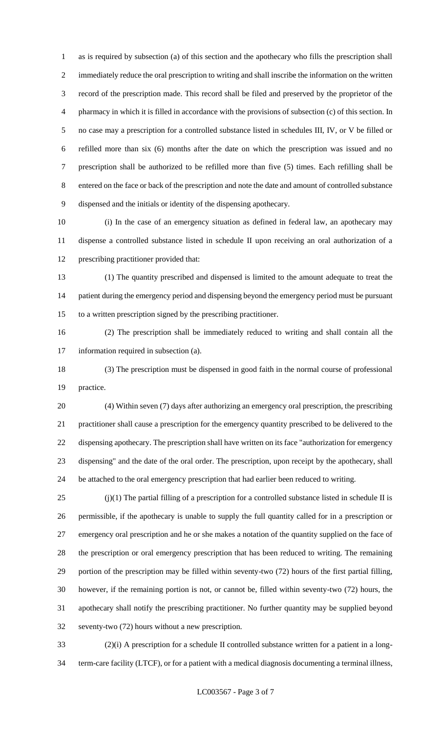as is required by subsection (a) of this section and the apothecary who fills the prescription shall immediately reduce the oral prescription to writing and shall inscribe the information on the written record of the prescription made. This record shall be filed and preserved by the proprietor of the pharmacy in which it is filled in accordance with the provisions of subsection (c) of this section. In no case may a prescription for a controlled substance listed in schedules III, IV, or V be filled or refilled more than six (6) months after the date on which the prescription was issued and no prescription shall be authorized to be refilled more than five (5) times. Each refilling shall be entered on the face or back of the prescription and note the date and amount of controlled substance dispensed and the initials or identity of the dispensing apothecary.

(i) In the case of an emergency situation as defined in federal law, an apothecary may dispense a controlled substance listed in schedule II upon receiving an oral authorization of a prescribing practitioner provided that:

(1) The quantity prescribed and dispensed is limited to the amount adequate to treat the patient during the emergency period and dispensing beyond the emergency period must be pursuant to a written prescription signed by the prescribing practitioner.

(2) The prescription shall be immediately reduced to writing and shall contain all the information required in subsection (a).

(3) The prescription must be dispensed in good faith in the normal course of professional practice.

(4) Within seven (7) days after authorizing an emergency oral prescription, the prescribing practitioner shall cause a prescription for the emergency quantity prescribed to be delivered to the dispensing apothecary. The prescription shall have written on its face "authorization for emergency dispensing" and the date of the oral order. The prescription, upon receipt by the apothecary, shall be attached to the oral emergency prescription that had earlier been reduced to writing.

(j)(1) The partial filling of a prescription for a controlled substance listed in schedule II is permissible, if the apothecary is unable to supply the full quantity called for in a prescription or emergency oral prescription and he or she makes a notation of the quantity supplied on the face of the prescription or oral emergency prescription that has been reduced to writing. The remaining portion of the prescription may be filled within seventy-two (72) hours of the first partial filling, however, if the remaining portion is not, or cannot be, filled within seventy-two (72) hours, the apothecary shall notify the prescribing practitioner. No further quantity may be supplied beyond seventy-two (72) hours without a new prescription.

(2)(i) A prescription for a schedule II controlled substance written for a patient in a long-term-care facility (LTCF), or for a patient with a medical diagnosis documenting a terminal illness,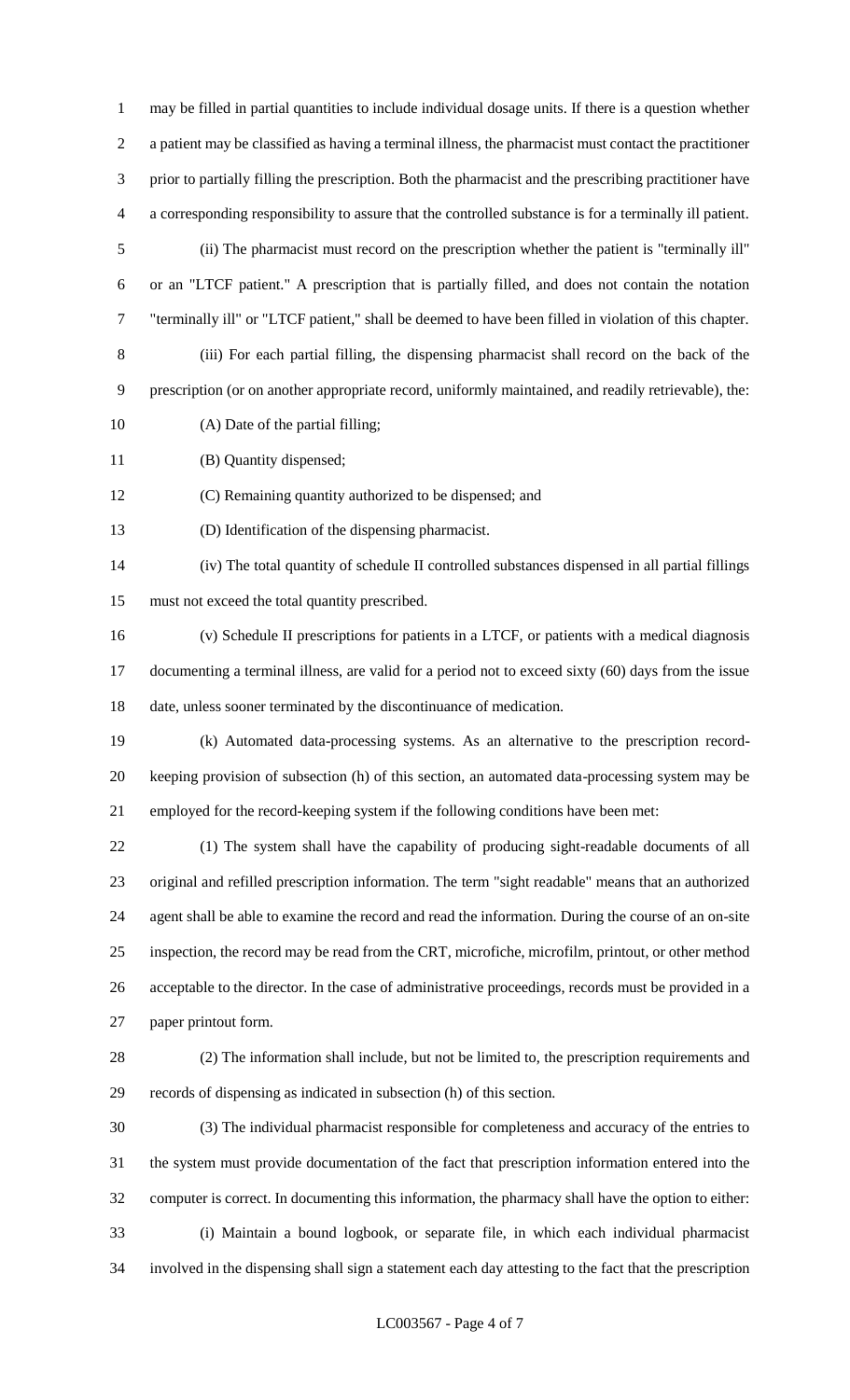may be filled in partial quantities to include individual dosage units. If there is a question whether a patient may be classified as having a terminal illness, the pharmacist must contact the practitioner prior to partially filling the prescription. Both the pharmacist and the prescribing practitioner have a corresponding responsibility to assure that the controlled substance is for a terminally ill patient.

(ii) The pharmacist must record on the prescription whether the patient is "terminally ill" or an "LTCF patient." A prescription that is partially filled, and does not contain the notation "terminally ill" or "LTCF patient," shall be deemed to have been filled in violation of this chapter.

(iii) For each partial filling, the dispensing pharmacist shall record on the back of the prescription (or on another appropriate record, uniformly maintained, and readily retrievable), the:

(A) Date of the partial filling;

(B) Quantity dispensed;

(C) Remaining quantity authorized to be dispensed; and

(D) Identification of the dispensing pharmacist.

(iv) The total quantity of schedule II controlled substances dispensed in all partial fillings must not exceed the total quantity prescribed.

(v) Schedule II prescriptions for patients in a LTCF, or patients with a medical diagnosis documenting a terminal illness, are valid for a period not to exceed sixty (60) days from the issue date, unless sooner terminated by the discontinuance of medication.

(k) Automated data-processing systems. As an alternative to the prescription record-keeping provision of subsection (h) of this section, an automated data-processing system may be employed for the record-keeping system if the following conditions have been met:

(1) The system shall have the capability of producing sight-readable documents of all original and refilled prescription information. The term "sight readable" means that an authorized agent shall be able to examine the record and read the information. During the course of an on-site inspection, the record may be read from the CRT, microfiche, microfilm, printout, or other method acceptable to the director. In the case of administrative proceedings, records must be provided in a paper printout form.

(2) The information shall include, but not be limited to, the prescription requirements and records of dispensing as indicated in subsection (h) of this section.

(3) The individual pharmacist responsible for completeness and accuracy of the entries to the system must provide documentation of the fact that prescription information entered into the computer is correct. In documenting this information, the pharmacy shall have the option to either:

(i) Maintain a bound logbook, or separate file, in which each individual pharmacist involved in the dispensing shall sign a statement each day attesting to the fact that the prescription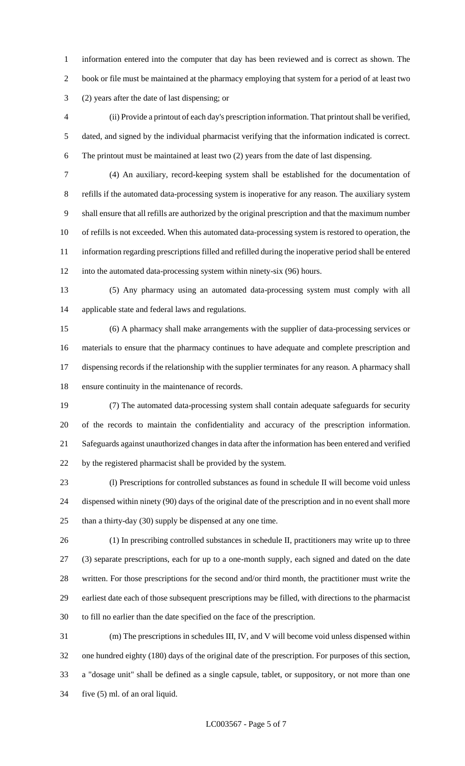information entered into the computer that day has been reviewed and is correct as shown. The book or file must be maintained at the pharmacy employing that system for a period of at least two (2) years after the date of last dispensing; or

(ii) Provide a printout of each day's prescription information. That printout shall be verified, dated, and signed by the individual pharmacist verifying that the information indicated is correct. The printout must be maintained at least two (2) years from the date of last dispensing.

(4) An auxiliary, record-keeping system shall be established for the documentation of refills if the automated data-processing system is inoperative for any reason. The auxiliary system shall ensure that all refills are authorized by the original prescription and that the maximum number of refills is not exceeded. When this automated data-processing system is restored to operation, the information regarding prescriptions filled and refilled during the inoperative period shall be entered into the automated data-processing system within ninety-six (96) hours.

(5) Any pharmacy using an automated data-processing system must comply with all applicable state and federal laws and regulations.

(6) A pharmacy shall make arrangements with the supplier of data-processing services or materials to ensure that the pharmacy continues to have adequate and complete prescription and dispensing records if the relationship with the supplier terminates for any reason. A pharmacy shall ensure continuity in the maintenance of records.

(7) The automated data-processing system shall contain adequate safeguards for security of the records to maintain the confidentiality and accuracy of the prescription information. Safeguards against unauthorized changes in data after the information has been entered and verified by the registered pharmacist shall be provided by the system.

(l) Prescriptions for controlled substances as found in schedule II will become void unless dispensed within ninety (90) days of the original date of the prescription and in no event shall more than a thirty-day (30) supply be dispensed at any one time.

(1) In prescribing controlled substances in schedule II, practitioners may write up to three (3) separate prescriptions, each for up to a one-month supply, each signed and dated on the date written. For those prescriptions for the second and/or third month, the practitioner must write the earliest date each of those subsequent prescriptions may be filled, with directions to the pharmacist to fill no earlier than the date specified on the face of the prescription.

(m) The prescriptions in schedules III, IV, and V will become void unless dispensed within one hundred eighty (180) days of the original date of the prescription. For purposes of this section, a "dosage unit" shall be defined as a single capsule, tablet, or suppository, or not more than one five (5) ml. of an oral liquid.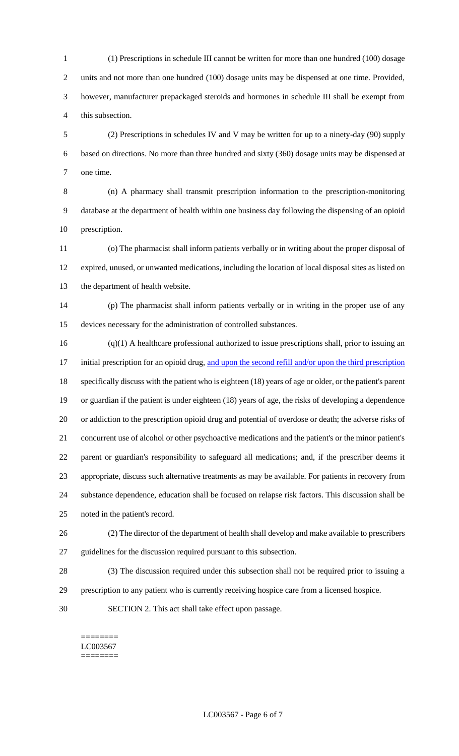(1) Prescriptions in schedule III cannot be written for more than one hundred (100) dosage units and not more than one hundred (100) dosage units may be dispensed at one time. Provided, however, manufacturer prepackaged steroids and hormones in schedule III shall be exempt from this subsection.

(2) Prescriptions in schedules IV and V may be written for up to a ninety-day (90) supply based on directions. No more than three hundred and sixty (360) dosage units may be dispensed at one time.

(n) A pharmacy shall transmit prescription information to the prescription-monitoring database at the department of health within one business day following the dispensing of an opioid prescription.

(o) The pharmacist shall inform patients verbally or in writing about the proper disposal of expired, unused, or unwanted medications, including the location of local disposal sites as listed on the department of health website.

(p) The pharmacist shall inform patients verbally or in writing in the proper use of any devices necessary for the administration of controlled substances.

(q)(1) A healthcare professional authorized to issue prescriptions shall, prior to issuing an initial prescription for an opioid drug, <u>and upon the second refill and/or upon the third prescription</u> specifically discuss with the patient who is eighteen (18) years of age or older, or the patient's parent or guardian if the patient is under eighteen (18) years of age, the risks of developing a dependence or addiction to the prescription opioid drug and potential of overdose or death; the adverse risks of concurrent use of alcohol or other psychoactive medications and the patient's or the minor patient's parent or guardian's responsibility to safeguard all medications; and, if the prescriber deems it appropriate, discuss such alternative treatments as may be available. For patients in recovery from substance dependence, education shall be focused on relapse risk factors. This discussion shall be noted in the patient's record.

(2) The director of the department of health shall develop and make available to prescribers guidelines for the discussion required pursuant to this subsection.

(3) The discussion required under this subsection shall not be required prior to issuing a prescription to any patient who is currently receiving hospice care from a licensed hospice.

SECTION 2. This act shall take effect upon passage.

========
LC003567
========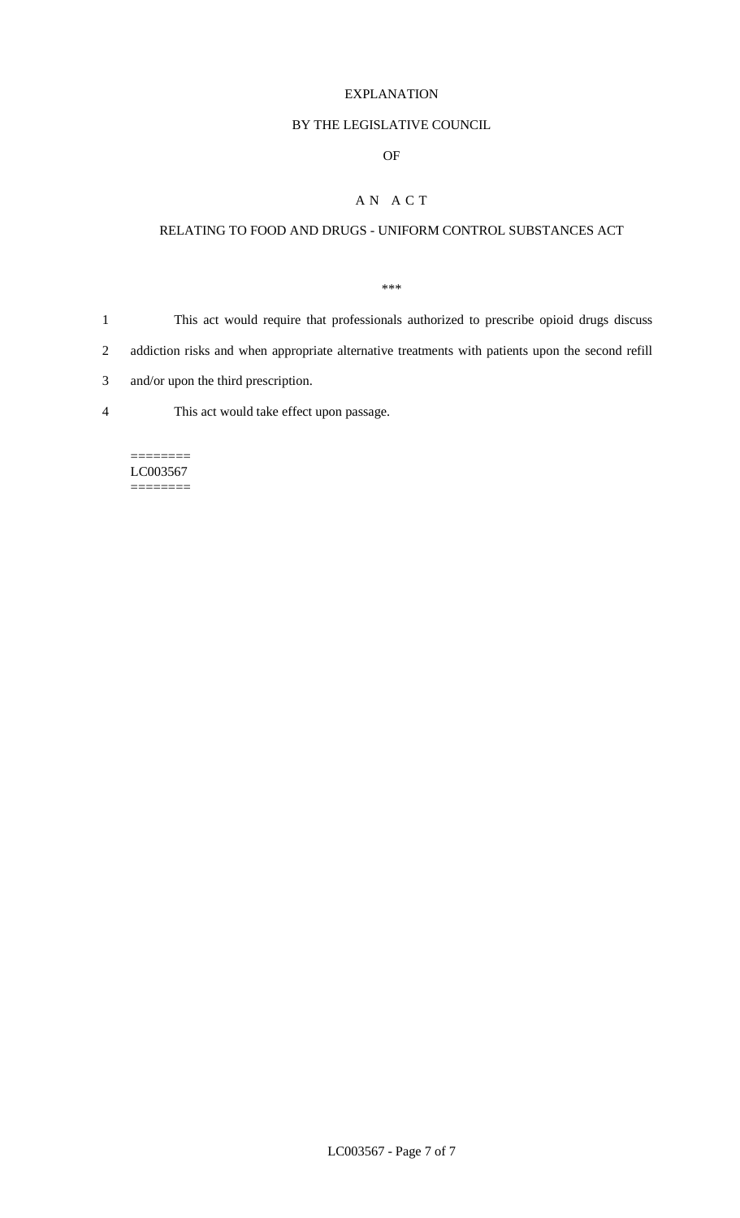EXPLANATION

BY THE LEGISLATIVE COUNCIL

OF

A N A C T

RELATING TO FOOD AND DRUGS - UNIFORM CONTROL SUBSTANCES ACT

\*\*\*

This act would require that professionals authorized to prescribe opioid drugs discuss addiction risks and when appropriate alternative treatments with patients upon the second refill and/or upon the third prescription.

This act would take effect upon passage.

========
LC003567
========